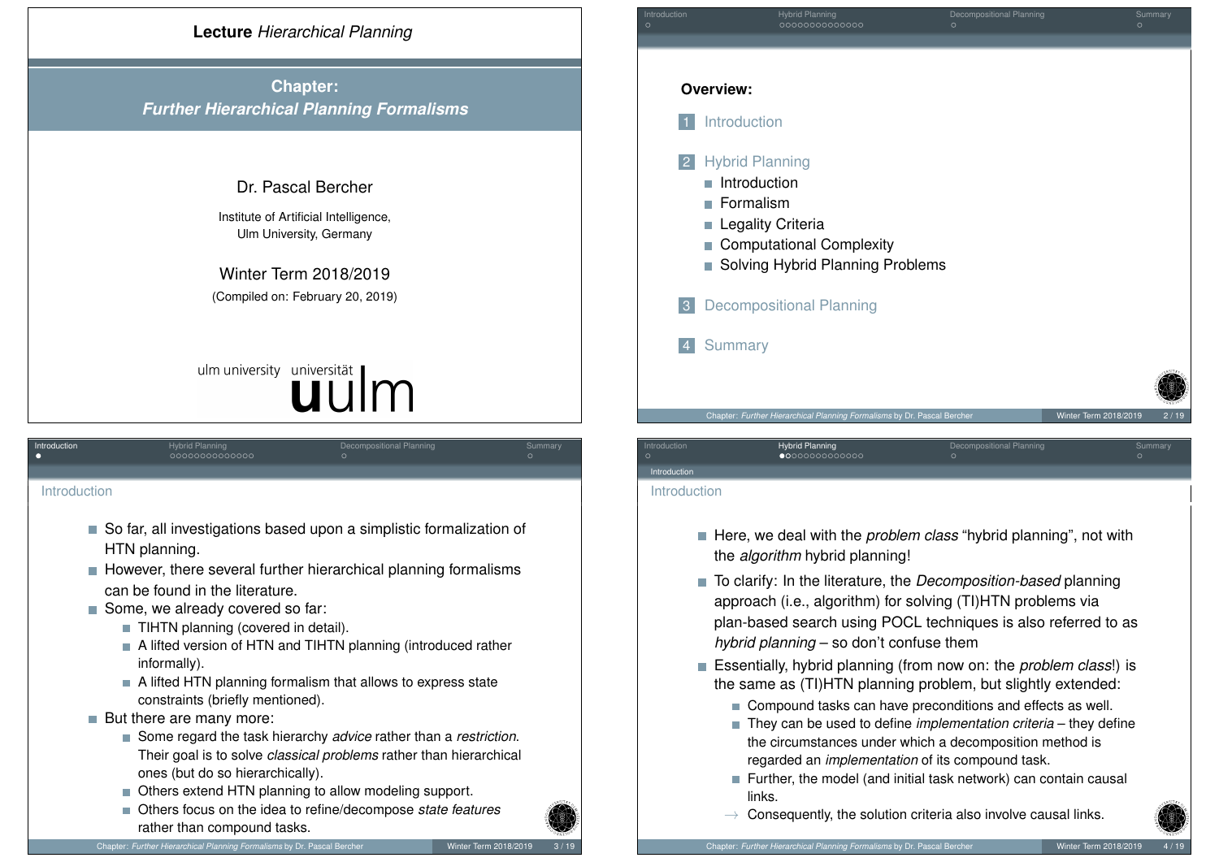# Lecture *Hierarchical Planning*

## Chapter: *Further Hierarchical Planning Formalisms*

Dr. Pascal Bercher

Institute of Artificial Intelligence,
Ulm University, Germany

Winter Term 2018/2019

(Compiled on: February 20, 2019)

ulm university universität uulm

---

**Overview:**

1. Introduction
2. Hybrid Planning
   - Introduction
   - Formalism
   - Legality Criteria
   - Computational Complexity
   - Solving Hybrid Planning Problems
3. Decompositional Planning
4. Summary

---

## Introduction

- So far, all investigations based upon a simplistic formalization of HTN planning.
- However, there several further hierarchical planning formalisms can be found in the literature.
- Some, we already covered so far:
  - TIHTN planning (covered in detail).
  - A lifted version of HTN and TIHTN planning (introduced rather informally).
  - A lifted HTN planning formalism that allows to express state constraints (briefly mentioned).
- But there are many more:
  - Some regard the task hierarchy *advice* rather than a *restriction*. Their goal is to solve *classical problems* rather than hierarchical ones (but do so hierarchically).
  - Others extend HTN planning to allow modeling support.
  - Others focus on the idea to refine/decompose *state features* rather than compound tasks.

---

## Introduction

- Here, we deal with the *problem class* "hybrid planning", not with the *algorithm* hybrid planning!
- To clarify: In the literature, the *Decomposition-based* planning approach (i.e., algorithm) for solving (TI)HTN problems via plan-based search using POCL techniques is also referred to as *hybrid planning* – so don't confuse them
- Essentially, hybrid planning (from now on: the *problem class*!) is the same as (TI)HTN planning problem, but slightly extended:
  - Compound tasks can have preconditions and effects as well.
  - They can be used to define *implementation criteria* – they define the circumstances under which a decomposition method is regarded an *implementation* of its compound task.
  - Further, the model (and initial task network) can contain causal links.
  - → Consequently, the solution criteria also involve causal links.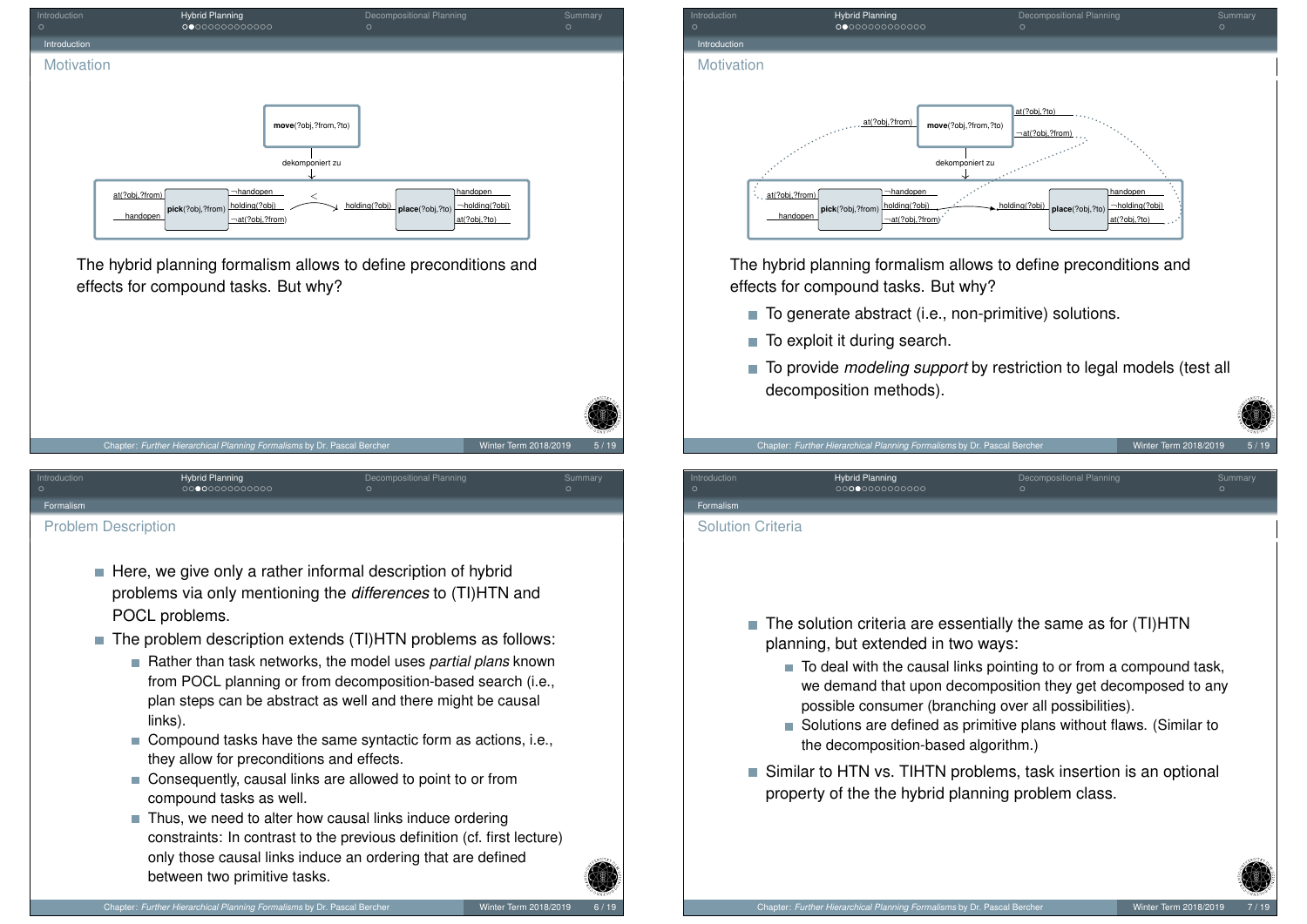## Motivation

move(?obj,?from,?to)

dekomponiert zu

at(?obj,?from) | handopen | pick(?obj,?from) | ¬handopen | holding(?obj) | ¬at(?obj,?from) | < | holding(?obj) | place(?obj,?to) | handopen | ¬holding(?obj) | at(?obj,?to)

The hybrid planning formalism allows to define preconditions and effects for compound tasks. But why?

## Motivation

at(?obj,?from) | move(?obj,?from,?to) | at(?obj,?to) | ¬at(?obj,?from)

dekomponiert zu

at(?obj,?from) | handopen | pick(?obj,?from) | ¬handopen | holding(?obj) | ¬at(?obj,?from) | holding(?obj) | place(?obj,?to) | handopen | ¬holding(?obj) | at(?obj,?to)

The hybrid planning formalism allows to define preconditions and effects for compound tasks. But why?

- To generate abstract (i.e., non-primitive) solutions.
- To exploit it during search.
- To provide *modeling support* by restriction to legal models (test all decomposition methods).

## Problem Description

- Here, we give only a rather informal description of hybrid problems via only mentioning the *differences* to (TI)HTN and POCL problems.
- The problem description extends (TI)HTN problems as follows:
  - Rather than task networks, the model uses *partial plans* known from POCL planning or from decomposition-based search (i.e., plan steps can be abstract as well and there might be causal links).
  - Compound tasks have the same syntactic form as actions, i.e., they allow for preconditions and effects.
  - Consequently, causal links are allowed to point to or from compound tasks as well.
  - Thus, we need to alter how causal links induce ordering constraints: In contrast to the previous definition (cf. first lecture) only those causal links induce an ordering that are defined between two primitive tasks.

## Solution Criteria

- The solution criteria are essentially the same as for (TI)HTN planning, but extended in two ways:
  - To deal with the causal links pointing to or from a compound task, we demand that upon decomposition they get decomposed to any possible consumer (branching over all possibilities).
  - Solutions are defined as primitive plans without flaws. (Similar to the decomposition-based algorithm.)
- Similar to HTN vs. TIHTN problems, task insertion is an optional property of the the hybrid planning problem class.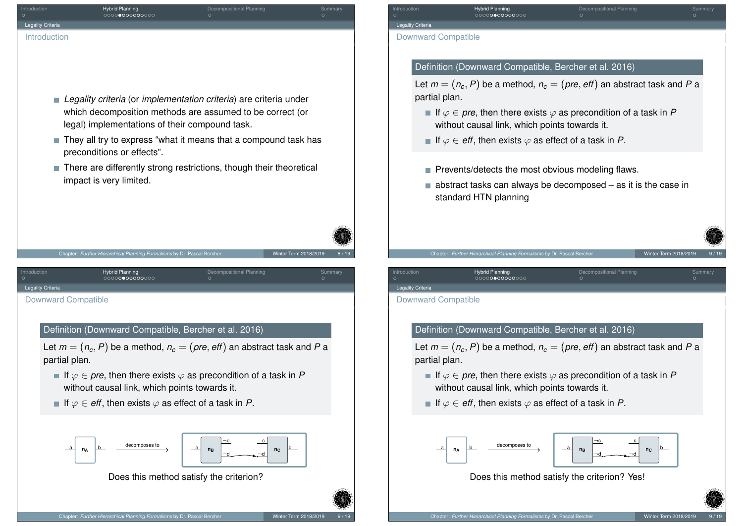## Introduction

- *Legality criteria* (or *implementation criteria*) are criteria under which decomposition methods are assumed to be correct (or legal) implementations of their compound task.
- They all try to express "what it means that a compound task has preconditions or effects".
- There are differently strong restrictions, though their theoretical impact is very limited.

## Downward Compatible

**Definition (Downward Compatible, Bercher et al. 2016)**

Let $m = (n_c, P)$ be a method, $n_c = (pre, eff)$ an abstract task and $P$ a partial plan.

- If $\varphi \in pre$, then there exists $\varphi$ as precondition of a task in $P$ without causal link, which points towards it.
- If $\varphi \in eff$, then exists $\varphi$ as effect of a task in $P$.

- Prevents/detects the most obvious modeling flaws.
- abstract tasks can always be decomposed – as it is the case in standard HTN planning

## Downward Compatible

**Definition (Downward Compatible, Bercher et al. 2016)**

Let $m = (n_c, P)$ be a method, $n_c = (pre, eff)$ an abstract task and $P$ a partial plan.

- If $\varphi \in pre$, then there exists $\varphi$ as precondition of a task in $P$ without causal link, which points towards it.
- If $\varphi \in eff$, then exists $\varphi$ as effect of a task in $P$.

a — $n_A$ — b    decomposes to    [ a — $n_B$ — $\neg c$, $\neg d$ → $\neg d$, c — $n_C$ — b ]

Does this method satisfy the criterion?

## Downward Compatible

**Definition (Downward Compatible, Bercher et al. 2016)**

Let $m = (n_c, P)$ be a method, $n_c = (pre, eff)$ an abstract task and $P$ a partial plan.

- If $\varphi \in pre$, then there exists $\varphi$ as precondition of a task in $P$ without causal link, which points towards it.
- If $\varphi \in eff$, then exists $\varphi$ as effect of a task in $P$.

a — $n_A$ — b    decomposes to    [ a — $n_B$ — $\neg c$, $\neg d$ → $\neg d$, c — $n_C$ — b ]

Does this method satisfy the criterion? Yes!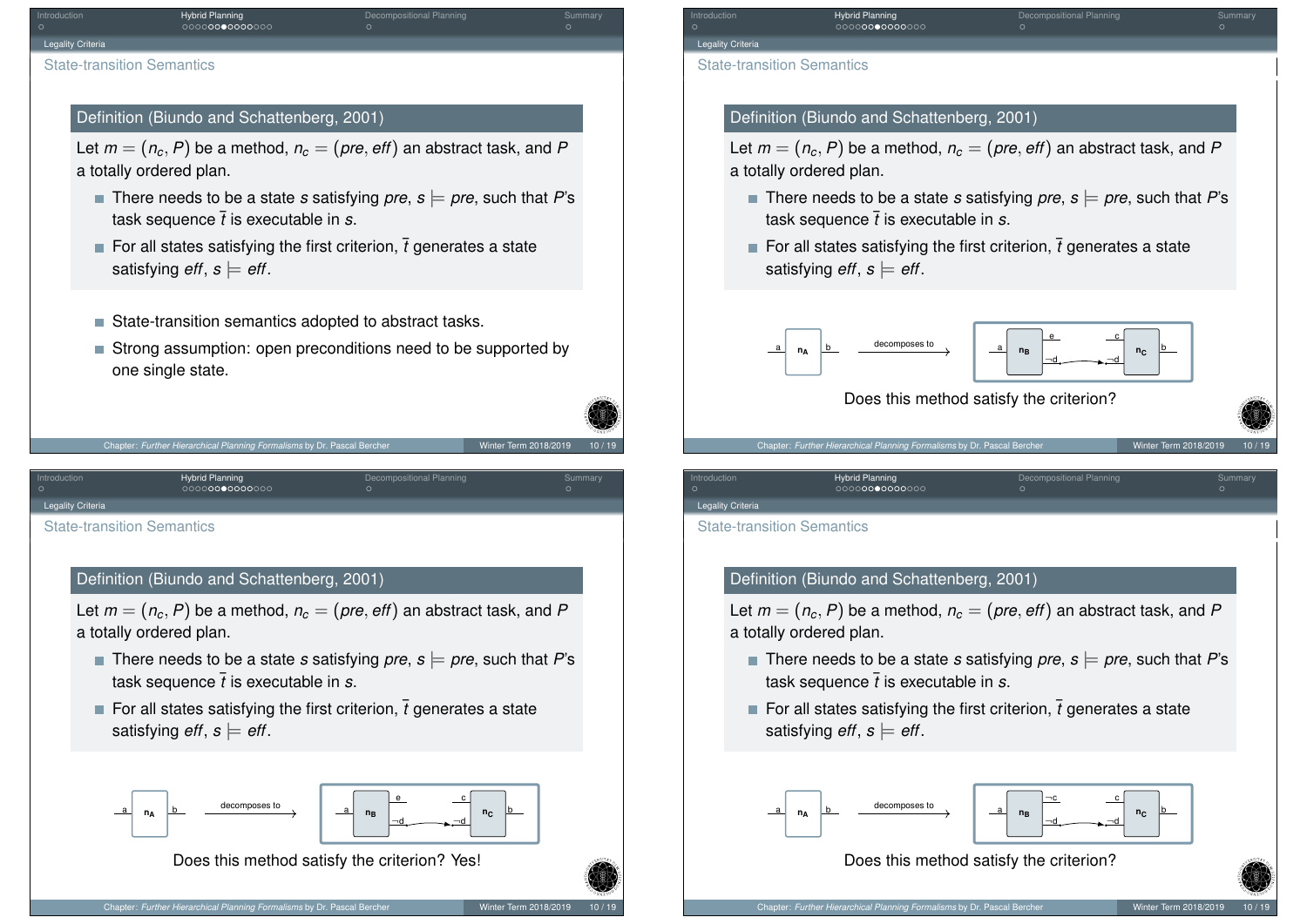## State-transition Semantics

**Definition (Biundo and Schattenberg, 2001)**

Let $m = (n_c, P)$ be a method, $n_c = (pre, eff)$ an abstract task, and $P$ a totally ordered plan.

- There needs to be a state $s$ satisfying $pre$, $s \models pre$, such that $P$'s task sequence $\bar{t}$ is executable in $s$.
- For all states satisfying the first criterion, $\bar{t}$ generates a state satisfying $eff$, $s \models eff$.

- State-transition semantics adopted to abstract tasks.
- Strong assumption: open preconditions need to be supported by one single state.

## State-transition Semantics

**Definition (Biundo and Schattenberg, 2001)**

Let $m = (n_c, P)$ be a method, $n_c = (pre, eff)$ an abstract task, and $P$ a totally ordered plan.

- There needs to be a state $s$ satisfying $pre$, $s \models pre$, such that $P$'s task sequence $\bar{t}$ is executable in $s$.
- For all states satisfying the first criterion, $\bar{t}$ generates a state satisfying $eff$, $s \models eff$.

$n_A$ (pre: a, eff: b) decomposes to: $n_B$ (pre: a, eff: e, $\neg d$) → $n_C$ (pre: c, $\neg d$, eff: b)

Does this method satisfy the criterion?

## State-transition Semantics

**Definition (Biundo and Schattenberg, 2001)**

Let $m = (n_c, P)$ be a method, $n_c = (pre, eff)$ an abstract task, and $P$ a totally ordered plan.

- There needs to be a state $s$ satisfying $pre$, $s \models pre$, such that $P$'s task sequence $\bar{t}$ is executable in $s$.
- For all states satisfying the first criterion, $\bar{t}$ generates a state satisfying $eff$, $s \models eff$.

$n_A$ (pre: a, eff: b) decomposes to: $n_B$ (pre: a, eff: e, $\neg d$) → $n_C$ (pre: c, $\neg d$, eff: b)

Does this method satisfy the criterion? Yes!

## State-transition Semantics

**Definition (Biundo and Schattenberg, 2001)**

Let $m = (n_c, P)$ be a method, $n_c = (pre, eff)$ an abstract task, and $P$ a totally ordered plan.

- There needs to be a state $s$ satisfying $pre$, $s \models pre$, such that $P$'s task sequence $\bar{t}$ is executable in $s$.
- For all states satisfying the first criterion, $\bar{t}$ generates a state satisfying $eff$, $s \models eff$.

$n_A$ (pre: a, eff: b) decomposes to: $n_B$ (pre: a, eff: $\neg c$, $\neg d$) → $n_C$ (pre: c, $\neg d$, eff: b)

Does this method satisfy the criterion?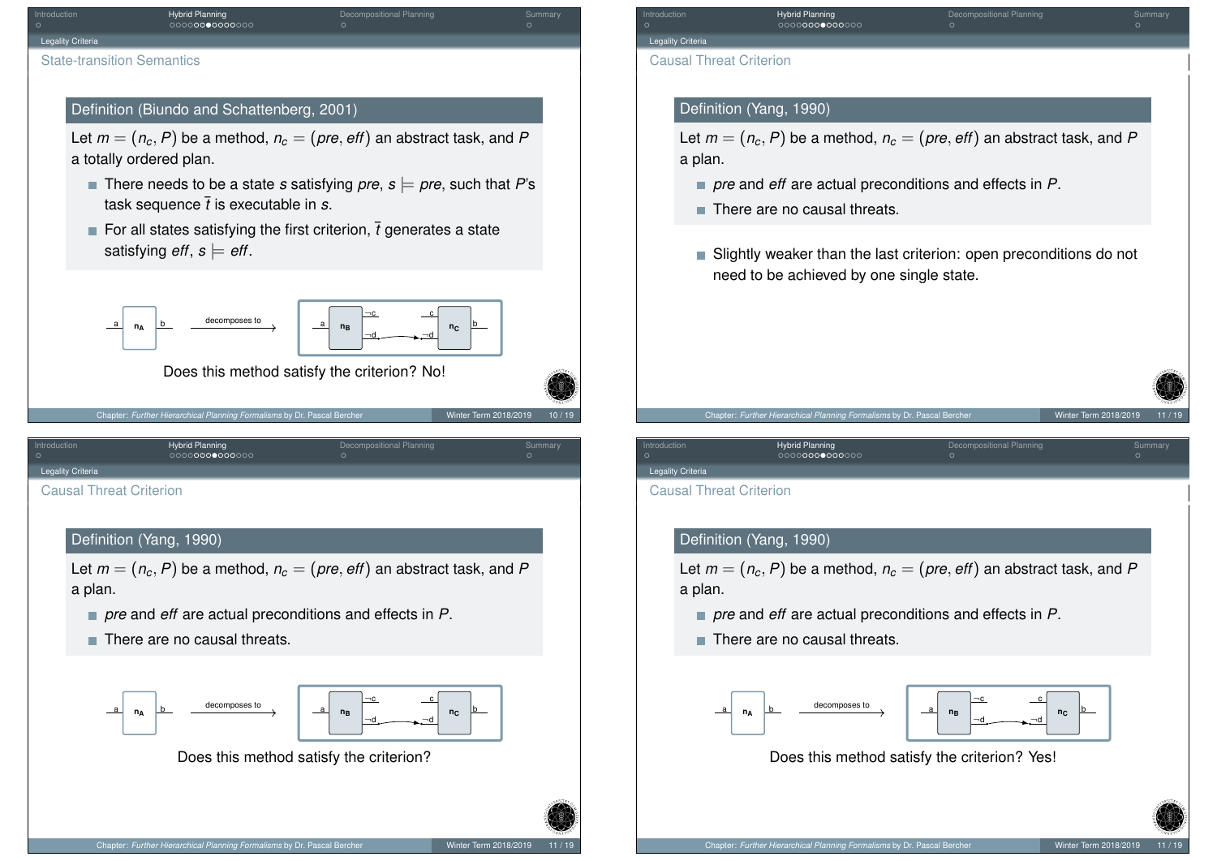## State-transition Semantics

**Definition (Biundo and Schattenberg, 2001)**

Let $m = (n_c, P)$ be a method, $n_c = (pre, eff)$ an abstract task, and $P$ a totally ordered plan.

- There needs to be a state $s$ satisfying $pre$, $s \models pre$, such that $P$'s task sequence $\bar{t}$ is executable in $s$.
- For all states satisfying the first criterion, $\bar{t}$ generates a state satisfying $eff$, $s \models eff$.

$n_A$ (pre: a, eff: b) decomposes to: $n_B$ (pre: a, eff: $\neg c$, $\neg d$) → $n_C$ (pre: c, $\neg d$, eff: b), with a causal link on $\neg d$ from $n_B$ to $n_C$.

Does this method satisfy the criterion? No!

## Causal Threat Criterion

**Definition (Yang, 1990)**

Let $m = (n_c, P)$ be a method, $n_c = (pre, eff)$ an abstract task, and $P$ a plan.

- $pre$ and $eff$ are actual preconditions and effects in $P$.
- There are no causal threats.

- Slightly weaker than the last criterion: open preconditions do not need to be achieved by one single state.

## Causal Threat Criterion

**Definition (Yang, 1990)**

Let $m = (n_c, P)$ be a method, $n_c = (pre, eff)$ an abstract task, and $P$ a plan.

- $pre$ and $eff$ are actual preconditions and effects in $P$.
- There are no causal threats.

$n_A$ (pre: a, eff: b) decomposes to: $n_B$ (pre: a, eff: $\neg c$, $\neg d$) → $n_C$ (pre: c, $\neg d$, eff: b), with a causal link on $\neg d$ from $n_B$ to $n_C$.

Does this method satisfy the criterion?

## Causal Threat Criterion

**Definition (Yang, 1990)**

Let $m = (n_c, P)$ be a method, $n_c = (pre, eff)$ an abstract task, and $P$ a plan.

- $pre$ and $eff$ are actual preconditions and effects in $P$.
- There are no causal threats.

$n_A$ (pre: a, eff: b) decomposes to: $n_B$ (pre: a, eff: $\neg c$, $\neg d$) → $n_C$ (pre: c, $\neg d$, eff: b), with a causal link on $\neg d$ from $n_B$ to $n_C$.

Does this method satisfy the criterion? Yes!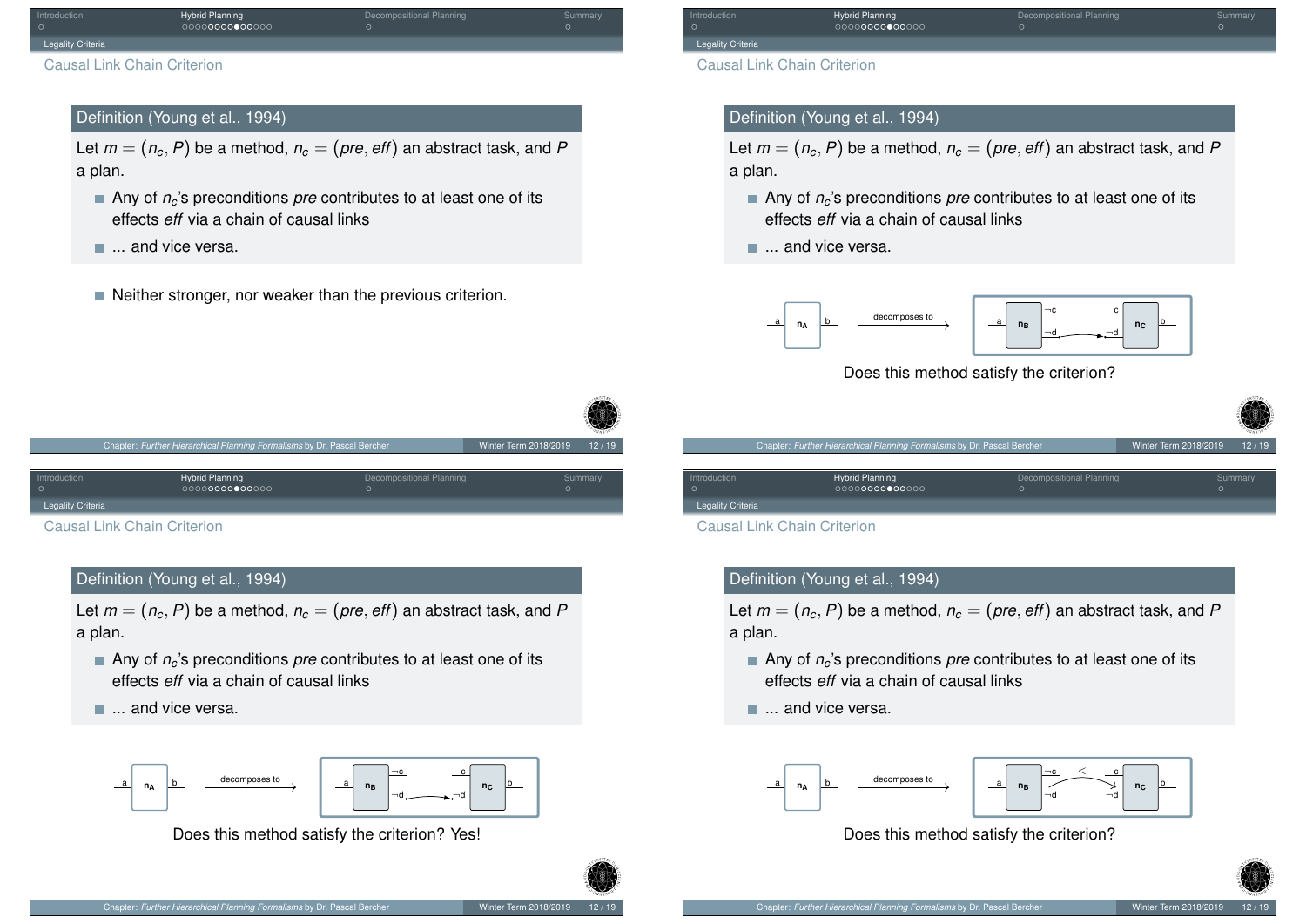## Causal Link Chain Criterion

**Definition (Young et al., 1994)**

Let $m = (n_c, P)$ be a method, $n_c = (pre, eff)$ an abstract task, and $P$ a plan.

- Any of $n_c$'s preconditions $pre$ contributes to at least one of its effects $eff$ via a chain of causal links
- ... and vice versa.

- Neither stronger, nor weaker than the previous criterion.

## Causal Link Chain Criterion

**Definition (Young et al., 1994)**

Let $m = (n_c, P)$ be a method, $n_c = (pre, eff)$ an abstract task, and $P$ a plan.

- Any of $n_c$'s preconditions $pre$ contributes to at least one of its effects $eff$ via a chain of causal links
- ... and vice versa.

a $n_A$ b — decomposes to → a $n_B$ $\neg c$, $\neg d$ → $\neg d$, c $n_C$ b

Does this method satisfy the criterion?

## Causal Link Chain Criterion

**Definition (Young et al., 1994)**

Let $m = (n_c, P)$ be a method, $n_c = (pre, eff)$ an abstract task, and $P$ a plan.

- Any of $n_c$'s preconditions $pre$ contributes to at least one of its effects $eff$ via a chain of causal links
- ... and vice versa.

a $n_A$ b — decomposes to → a $n_B$ $\neg c$, $\neg d$ → $\neg d$, c $n_C$ b

Does this method satisfy the criterion? Yes!

## Causal Link Chain Criterion

**Definition (Young et al., 1994)**

Let $m = (n_c, P)$ be a method, $n_c = (pre, eff)$ an abstract task, and $P$ a plan.

- Any of $n_c$'s preconditions $pre$ contributes to at least one of its effects $eff$ via a chain of causal links
- ... and vice versa.

a $n_A$ b — decomposes to → a $n_B$ $\neg c$, $\neg d$ → $\neg d$, $<$, c $n_C$ b

Does this method satisfy the criterion?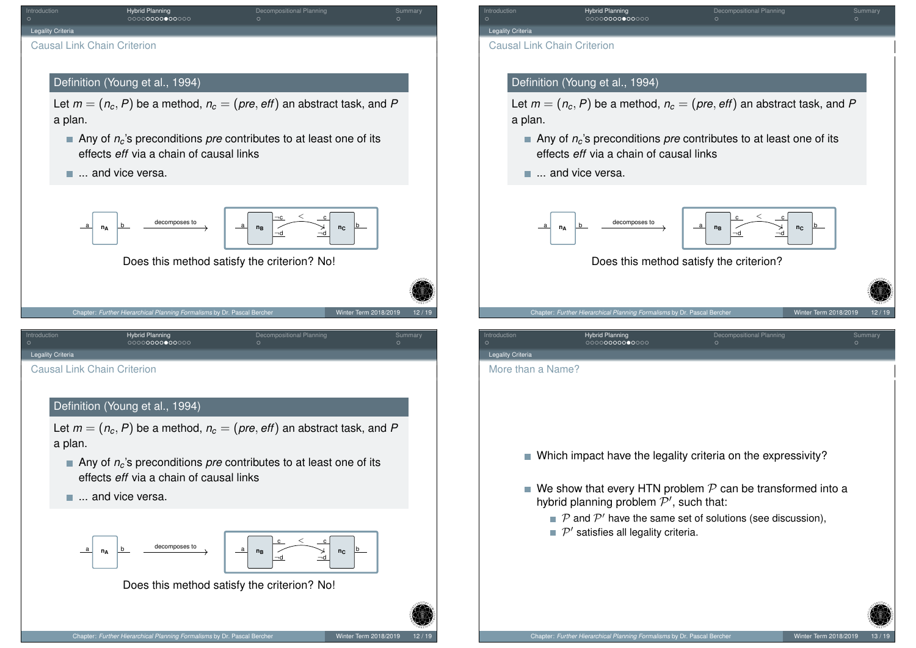## Causal Link Chain Criterion

**Definition (Young et al., 1994)**

Let $m = (n_c, P)$ be a method, $n_c = (pre, eff)$ an abstract task, and $P$ a plan.

- Any of $n_c$'s preconditions *pre* contributes to at least one of its effects *eff* via a chain of causal links
- ... and vice versa.

Does this method satisfy the criterion? No!

## Causal Link Chain Criterion

**Definition (Young et al., 1994)**

Let $m = (n_c, P)$ be a method, $n_c = (pre, eff)$ an abstract task, and $P$ a plan.

- Any of $n_c$'s preconditions *pre* contributes to at least one of its effects *eff* via a chain of causal links
- ... and vice versa.

Does this method satisfy the criterion?

## Causal Link Chain Criterion

**Definition (Young et al., 1994)**

Let $m = (n_c, P)$ be a method, $n_c = (pre, eff)$ an abstract task, and $P$ a plan.

- Any of $n_c$'s preconditions *pre* contributes to at least one of its effects *eff* via a chain of causal links
- ... and vice versa.

Does this method satisfy the criterion? No!

## More than a Name?

- Which impact have the legality criteria on the expressivity?
- We show that every HTN problem $\mathcal{P}$ can be transformed into a hybrid planning problem $\mathcal{P}'$, such that:
  - $\mathcal{P}$ and $\mathcal{P}'$ have the same set of solutions (see discussion),
  - $\mathcal{P}'$ satisfies all legality criteria.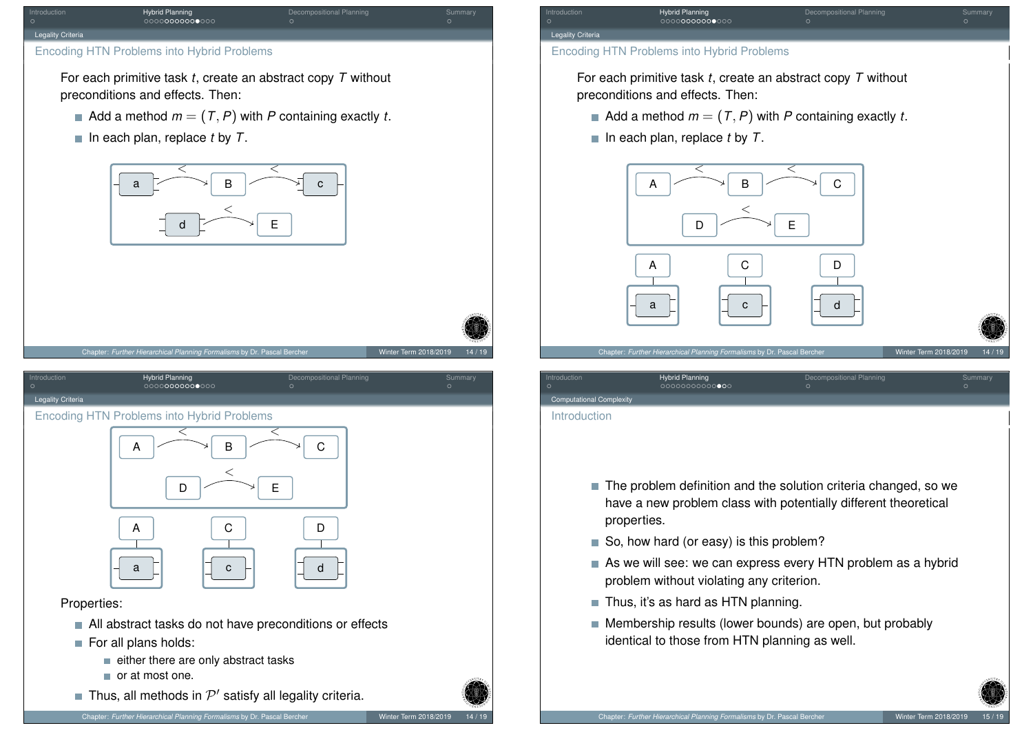## Encoding HTN Problems into Hybrid Problems

For each primitive task $t$, create an abstract copy $T$ without preconditions and effects. Then:

- Add a method $m = (T, P)$ with $P$ containing exactly $t$.
- In each plan, replace $t$ by $T$.

## Encoding HTN Problems into Hybrid Problems

For each primitive task $t$, create an abstract copy $T$ without preconditions and effects. Then:

- Add a method $m = (T, P)$ with $P$ containing exactly $t$.
- In each plan, replace $t$ by $T$.

## Encoding HTN Problems into Hybrid Problems

Properties:

- All abstract tasks do not have preconditions or effects
- For all plans holds:
  - either there are only abstract tasks
  - or at most one.
- Thus, all methods in $\mathcal{P}'$ satisfy all legality criteria.

## Introduction

- The problem definition and the solution criteria changed, so we have a new problem class with potentially different theoretical properties.
- So, how hard (or easy) is this problem?
- As we will see: we can express every HTN problem as a hybrid problem without violating any criterion.
- Thus, it's as hard as HTN planning.
- Membership results (lower bounds) are open, but probably identical to those from HTN planning as well.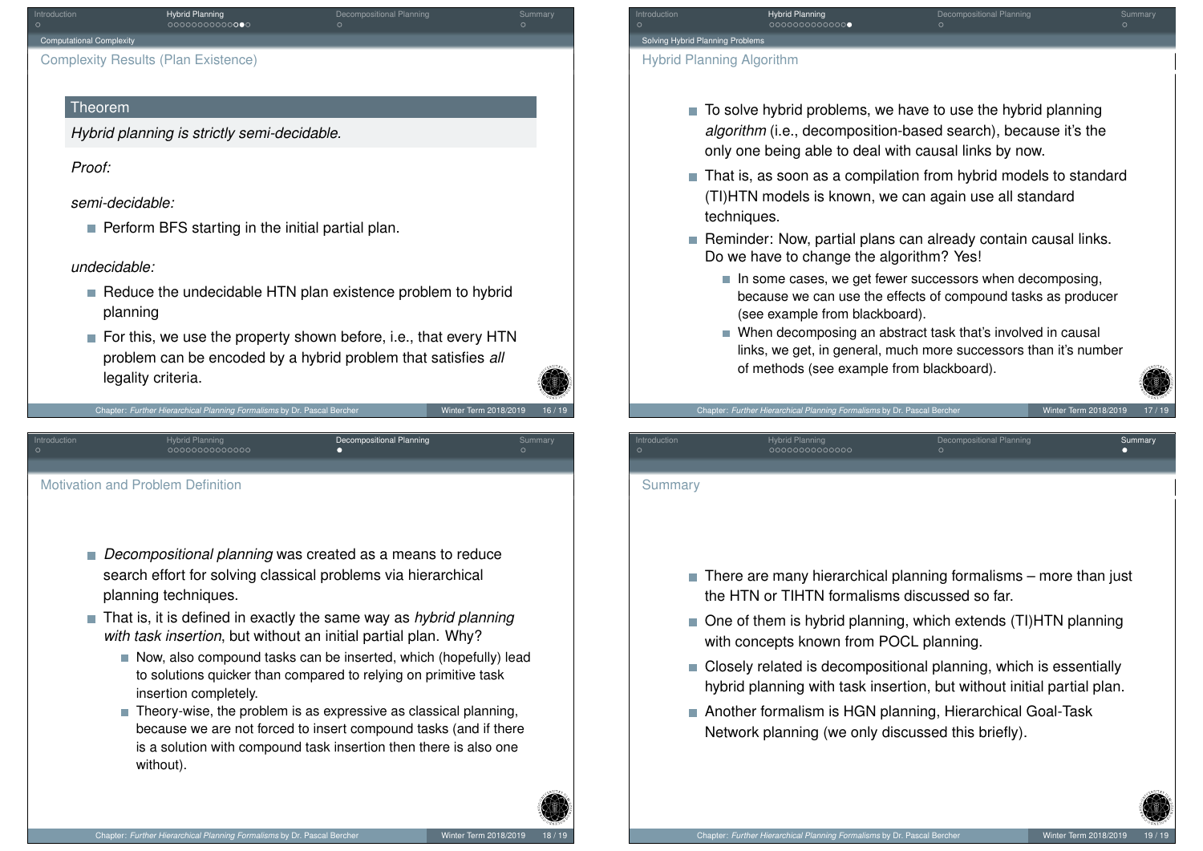## Complexity Results (Plan Existence)

**Theorem**

*Hybrid planning is strictly semi-decidable.*

*Proof:*

*semi-decidable:*

- Perform BFS starting in the initial partial plan.

*undecidable:*

- Reduce the undecidable HTN plan existence problem to hybrid planning
- For this, we use the property shown before, i.e., that every HTN problem can be encoded by a hybrid problem that satisfies *all* legality criteria.

## Hybrid Planning Algorithm

- To solve hybrid problems, we have to use the hybrid planning *algorithm* (i.e., decomposition-based search), because it's the only one being able to deal with causal links by now.
- That is, as soon as a compilation from hybrid models to standard (TI)HTN models is known, we can again use all standard techniques.
- Reminder: Now, partial plans can already contain causal links. Do we have to change the algorithm? Yes!
  - In some cases, we get fewer successors when decomposing, because we can use the effects of compound tasks as producer (see example from blackboard).
  - When decomposing an abstract task that's involved in causal links, we get, in general, much more successors than it's number of methods (see example from blackboard).

## Motivation and Problem Definition

- *Decompositional planning* was created as a means to reduce search effort for solving classical problems via hierarchical planning techniques.
- That is, it is defined in exactly the same way as *hybrid planning with task insertion*, but without an initial partial plan. Why?
  - Now, also compound tasks can be inserted, which (hopefully) lead to solutions quicker than compared to relying on primitive task insertion completely.
  - Theory-wise, the problem is as expressive as classical planning, because we are not forced to insert compound tasks (and if there is a solution with compound task insertion then there is also one without).

## Summary

- There are many hierarchical planning formalisms – more than just the HTN or TIHTN formalisms discussed so far.
- One of them is hybrid planning, which extends (TI)HTN planning with concepts known from POCL planning.
- Closely related is decompositional planning, which is essentially hybrid planning with task insertion, but without initial partial plan.
- Another formalism is HGN planning, Hierarchical Goal-Task Network planning (we only discussed this briefly).